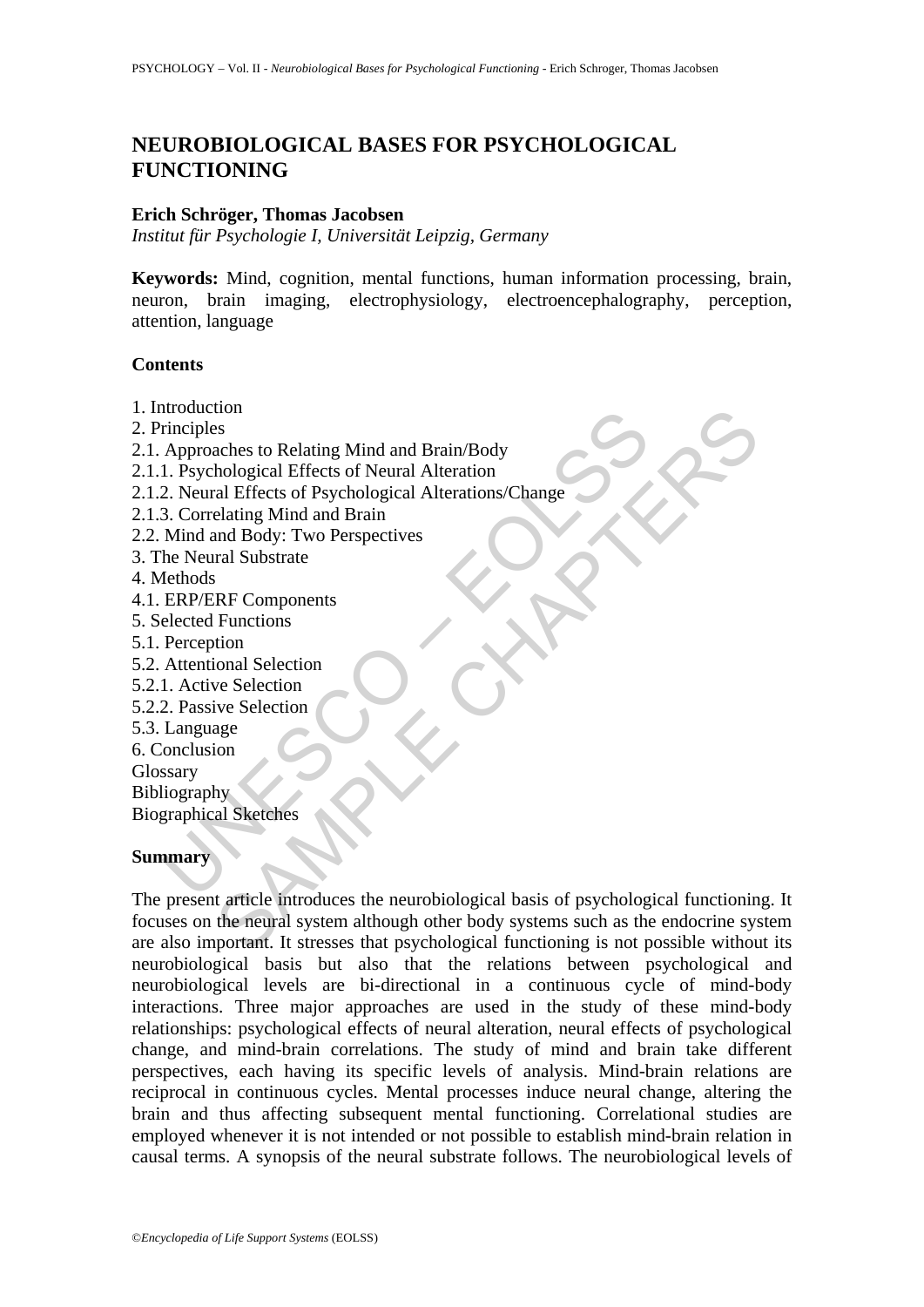# NEUROBIOLOGICAL BASES FOR PSYCHOLOGICAL FUNCTIONING

**Erich Schröger, Thomas Jacobsen**

*Institut für Psychologie I, Universität Leipzig, Germany*

**Keywords:** Mind, cognition, mental functions, human information processing, brain, neuron, brain imaging, electrophysiology, electroencephalography, perception, attention, language

## Contents

1. Introduction
2. Principles
2.1. Approaches to Relating Mind and Brain/Body
2.1.1. Psychological Effects of Neural Alteration
2.1.2. Neural Effects of Psychological Alterations/Change
2.1.3. Correlating Mind and Brain
2.2. Mind and Body: Two Perspectives
3. The Neural Substrate
4. Methods
4.1. ERP/ERF Components
5. Selected Functions
5.1. Perception
5.2. Attentional Selection
5.2.1. Active Selection
5.2.2. Passive Selection
5.3. Language
6. Conclusion
Glossary
Bibliography
Biographical Sketches

## Summary

The present article introduces the neurobiological basis of psychological functioning. It focuses on the neural system although other body systems such as the endocrine system are also important. It stresses that psychological functioning is not possible without its neurobiological basis but also that the relations between psychological and neurobiological levels are bi-directional in a continuous cycle of mind-body interactions. Three major approaches are used in the study of these mind-body relationships: psychological effects of neural alteration, neural effects of psychological change, and mind-brain correlations. The study of mind and brain take different perspectives, each having its specific levels of analysis. Mind-brain relations are reciprocal in continuous cycles. Mental processes induce neural change, altering the brain and thus affecting subsequent mental functioning. Correlational studies are employed whenever it is not intended or not possible to establish mind-brain relation in causal terms. A synopsis of the neural substrate follows. The neurobiological levels of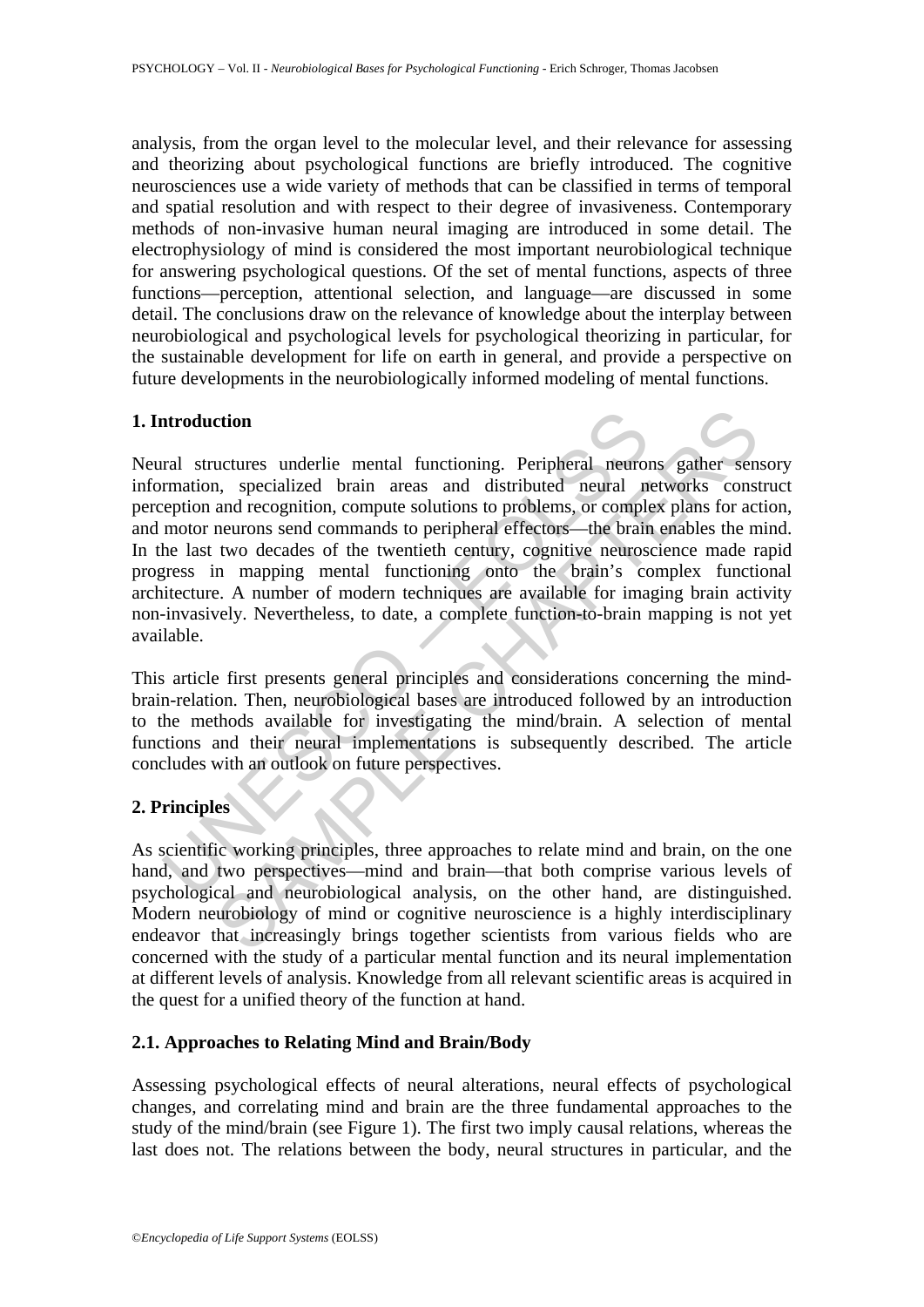analysis, from the organ level to the molecular level, and their relevance for assessing and theorizing about psychological functions are briefly introduced. The cognitive neurosciences use a wide variety of methods that can be classified in terms of temporal and spatial resolution and with respect to their degree of invasiveness. Contemporary methods of non-invasive human neural imaging are introduced in some detail. The electrophysiology of mind is considered the most important neurobiological technique for answering psychological questions. Of the set of mental functions, aspects of three functions—perception, attentional selection, and language—are discussed in some detail. The conclusions draw on the relevance of knowledge about the interplay between neurobiological and psychological levels for psychological theorizing in particular, for the sustainable development for life on earth in general, and provide a perspective on future developments in the neurobiologically informed modeling of mental functions.

## 1. Introduction

Neural structures underlie mental functioning. Peripheral neurons gather sensory information, specialized brain areas and distributed neural networks construct perception and recognition, compute solutions to problems, or complex plans for action, and motor neurons send commands to peripheral effectors—the brain enables the mind. In the last two decades of the twentieth century, cognitive neuroscience made rapid progress in mapping mental functioning onto the brain's complex functional architecture. A number of modern techniques are available for imaging brain activity non-invasively. Nevertheless, to date, a complete function-to-brain mapping is not yet available.

This article first presents general principles and considerations concerning the mind-brain-relation. Then, neurobiological bases are introduced followed by an introduction to the methods available for investigating the mind/brain. A selection of mental functions and their neural implementations is subsequently described. The article concludes with an outlook on future perspectives.

## 2. Principles

As scientific working principles, three approaches to relate mind and brain, on the one hand, and two perspectives—mind and brain—that both comprise various levels of psychological and neurobiological analysis, on the other hand, are distinguished. Modern neurobiology of mind or cognitive neuroscience is a highly interdisciplinary endeavor that increasingly brings together scientists from various fields who are concerned with the study of a particular mental function and its neural implementation at different levels of analysis. Knowledge from all relevant scientific areas is acquired in the quest for a unified theory of the function at hand.

### 2.1. Approaches to Relating Mind and Brain/Body

Assessing psychological effects of neural alterations, neural effects of psychological changes, and correlating mind and brain are the three fundamental approaches to the study of the mind/brain (see Figure 1). The first two imply causal relations, whereas the last does not. The relations between the body, neural structures in particular, and the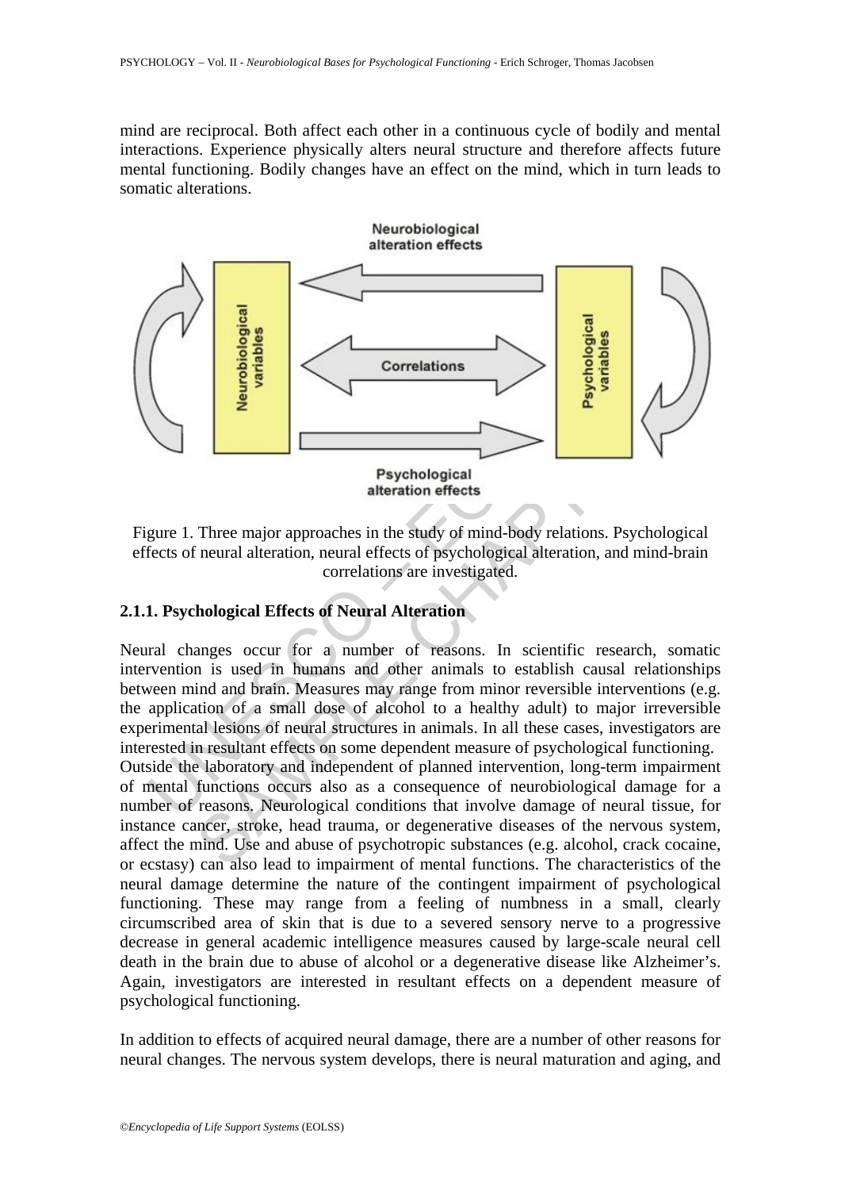mind are reciprocal. Both affect each other in a continuous cycle of bodily and mental interactions. Experience physically alters neural structure and therefore affects future mental functioning. Bodily changes have an effect on the mind, which in turn leads to somatic alterations.

Figure 1. Three major approaches in the study of mind-body relations. Psychological effects of neural alteration, neural effects of psychological alteration, and mind-brain correlations are investigated.

#### 2.1.1. Psychological Effects of Neural Alteration

Neural changes occur for a number of reasons. In scientific research, somatic intervention is used in humans and other animals to establish causal relationships between mind and brain. Measures may range from minor reversible interventions (e.g. the application of a small dose of alcohol to a healthy adult) to major irreversible experimental lesions of neural structures in animals. In all these cases, investigators are interested in resultant effects on some dependent measure of psychological functioning.
Outside the laboratory and independent of planned intervention, long-term impairment of mental functions occurs also as a consequence of neurobiological damage for a number of reasons. Neurological conditions that involve damage of neural tissue, for instance cancer, stroke, head trauma, or degenerative diseases of the nervous system, affect the mind. Use and abuse of psychotropic substances (e.g. alcohol, crack cocaine, or ecstasy) can also lead to impairment of mental functions. The characteristics of the neural damage determine the nature of the contingent impairment of psychological functioning. These may range from a feeling of numbness in a small, clearly circumscribed area of skin that is due to a severed sensory nerve to a progressive decrease in general academic intelligence measures caused by large-scale neural cell death in the brain due to abuse of alcohol or a degenerative disease like Alzheimer's. Again, investigators are interested in resultant effects on a dependent measure of psychological functioning.

In addition to effects of acquired neural damage, there are a number of other reasons for neural changes. The nervous system develops, there is neural maturation and aging, and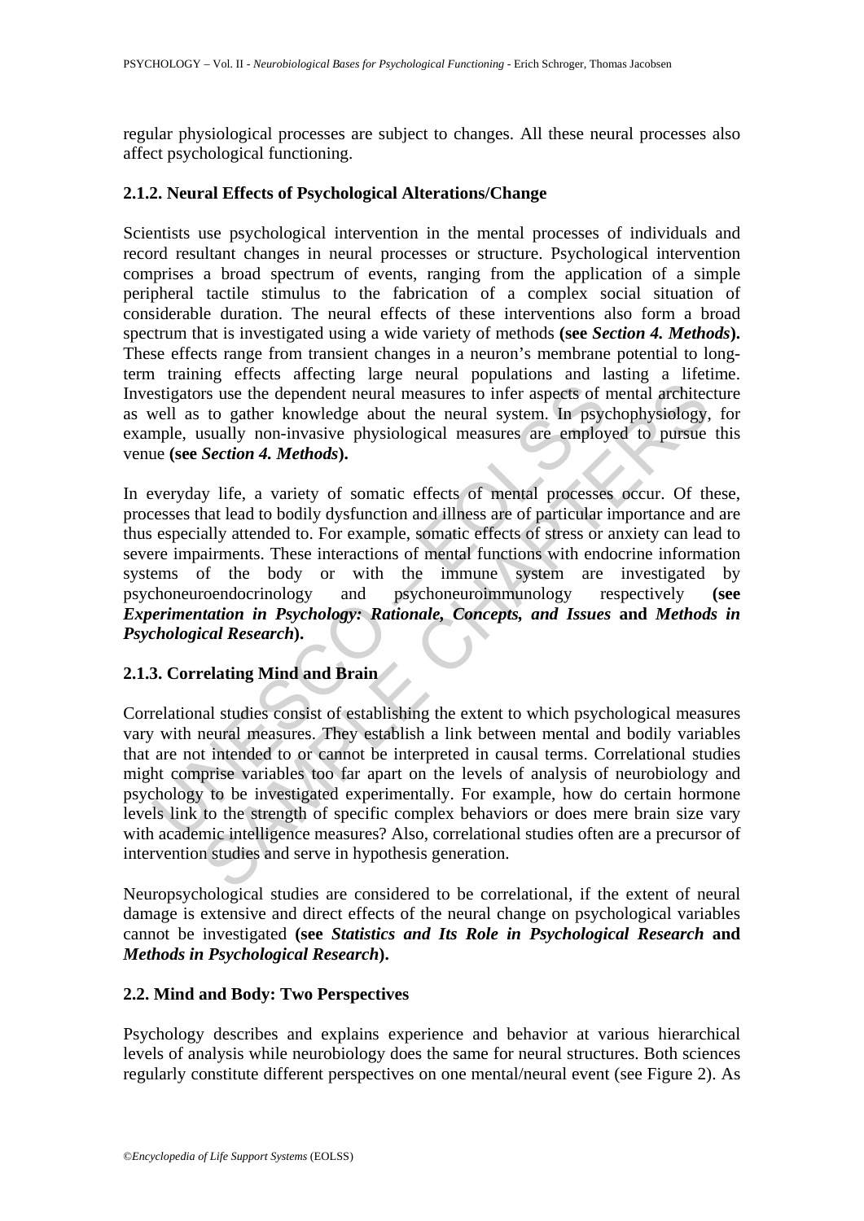regular physiological processes are subject to changes. All these neural processes also affect psychological functioning.

### 2.1.2. Neural Effects of Psychological Alterations/Change

Scientists use psychological intervention in the mental processes of individuals and record resultant changes in neural processes or structure. Psychological intervention comprises a broad spectrum of events, ranging from the application of a simple peripheral tactile stimulus to the fabrication of a complex social situation of considerable duration. The neural effects of these interventions also form a broad spectrum that is investigated using a wide variety of methods **(see *Section 4. Methods*).** These effects range from transient changes in a neuron's membrane potential to long-term training effects affecting large neural populations and lasting a lifetime. Investigators use the dependent neural measures to infer aspects of mental architecture as well as to gather knowledge about the neural system. In psychophysiology, for example, usually non-invasive physiological measures are employed to pursue this venue **(see *Section 4. Methods*).**

In everyday life, a variety of somatic effects of mental processes occur. Of these, processes that lead to bodily dysfunction and illness are of particular importance and are thus especially attended to. For example, somatic effects of stress or anxiety can lead to severe impairments. These interactions of mental functions with endocrine information systems of the body or with the immune system are investigated by psychoneuroendocrinology and psychoneuroimmunology respectively **(see *Experimentation in Psychology: Rationale, Concepts, and Issues* and *Methods in Psychological Research*).**

### 2.1.3. Correlating Mind and Brain

Correlational studies consist of establishing the extent to which psychological measures vary with neural measures. They establish a link between mental and bodily variables that are not intended to or cannot be interpreted in causal terms. Correlational studies might comprise variables too far apart on the levels of analysis of neurobiology and psychology to be investigated experimentally. For example, how do certain hormone levels link to the strength of specific complex behaviors or does mere brain size vary with academic intelligence measures? Also, correlational studies often are a precursor of intervention studies and serve in hypothesis generation.

Neuropsychological studies are considered to be correlational, if the extent of neural damage is extensive and direct effects of the neural change on psychological variables cannot be investigated **(see *Statistics and Its Role in Psychological Research* and *Methods in Psychological Research*).**

## 2.2. Mind and Body: Two Perspectives

Psychology describes and explains experience and behavior at various hierarchical levels of analysis while neurobiology does the same for neural structures. Both sciences regularly constitute different perspectives on one mental/neural event (see Figure 2). As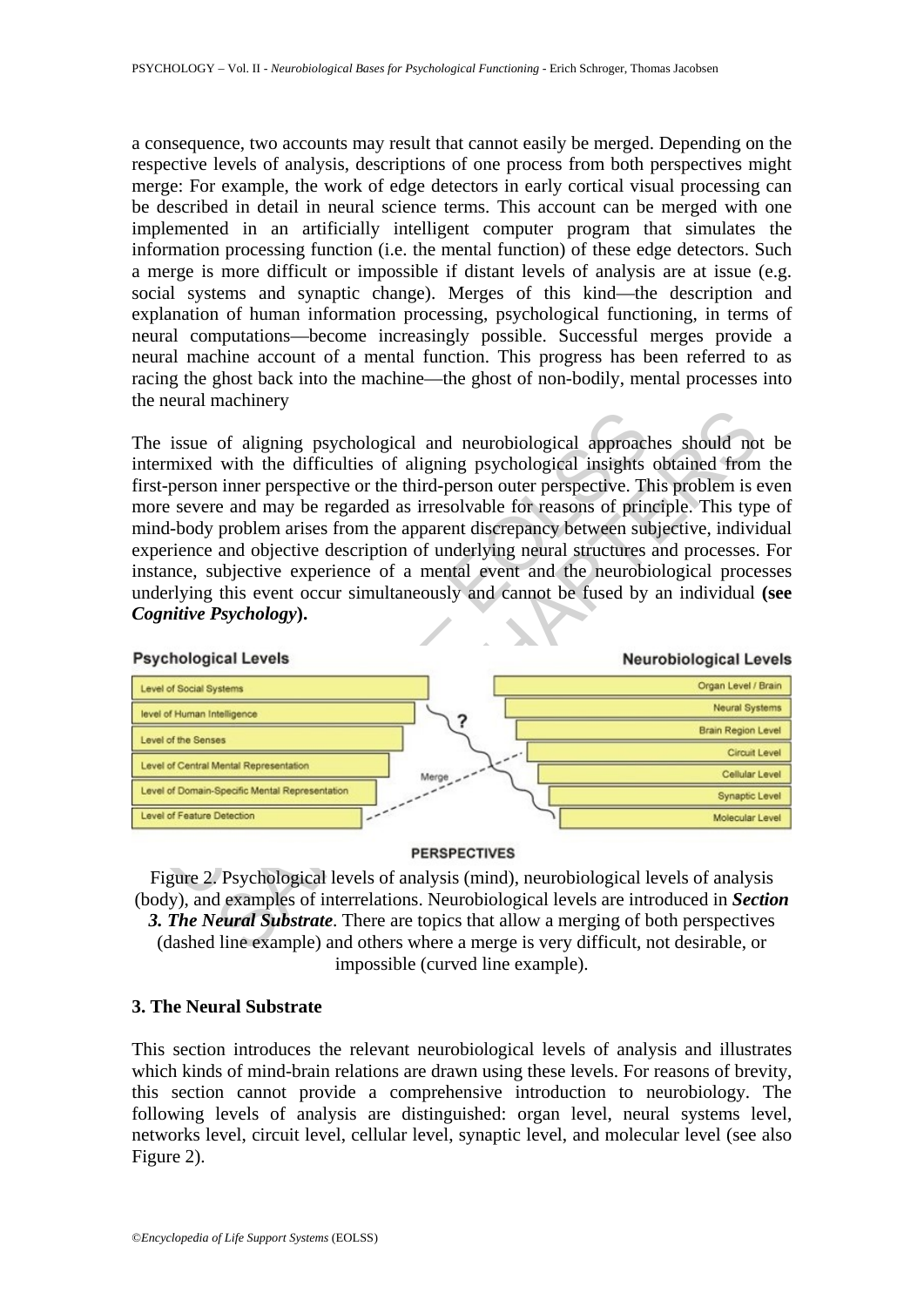a consequence, two accounts may result that cannot easily be merged. Depending on the respective levels of analysis, descriptions of one process from both perspectives might merge: For example, the work of edge detectors in early cortical visual processing can be described in detail in neural science terms. This account can be merged with one implemented in an artificially intelligent computer program that simulates the information processing function (i.e. the mental function) of these edge detectors. Such a merge is more difficult or impossible if distant levels of analysis are at issue (e.g. social systems and synaptic change). Merges of this kind—the description and explanation of human information processing, psychological functioning, in terms of neural computations—become increasingly possible. Successful merges provide a neural machine account of a mental function. This progress has been referred to as racing the ghost back into the machine—the ghost of non-bodily, mental processes into the neural machinery

The issue of aligning psychological and neurobiological approaches should not be intermixed with the difficulties of aligning psychological insights obtained from the first-person inner perspective or the third-person outer perspective. This problem is even more severe and may be regarded as irresolvable for reasons of principle. This type of mind-body problem arises from the apparent discrepancy between subjective, individual experience and objective description of underlying neural structures and processes. For instance, subjective experience of a mental event and the neurobiological processes underlying this event occur simultaneously and cannot be fused by an individual **(see *Cognitive Psychology*).**

| Psychological Levels | Neurobiological Levels |
|---|---|
| Level of Social Systems | Organ Level / Brain |
| level of Human Intelligence | Neural Systems |
| Level of the Senses | Brain Region Level |
| Level of Central Mental Representation | Circuit Level |
| Level of Domain-Specific Mental Representation | Cellular Level |
| Level of Feature Detection | Synaptic Level |
| | Molecular Level |

PERSPECTIVES

Figure 2. Psychological levels of analysis (mind), neurobiological levels of analysis (body), and examples of interrelations. Neurobiological levels are introduced in ***Section 3. The Neural Substrate***. There are topics that allow a merging of both perspectives (dashed line example) and others where a merge is very difficult, not desirable, or impossible (curved line example).

## 3. The Neural Substrate

This section introduces the relevant neurobiological levels of analysis and illustrates which kinds of mind-brain relations are drawn using these levels. For reasons of brevity, this section cannot provide a comprehensive introduction to neurobiology. The following levels of analysis are distinguished: organ level, neural systems level, networks level, circuit level, cellular level, synaptic level, and molecular level (see also Figure 2).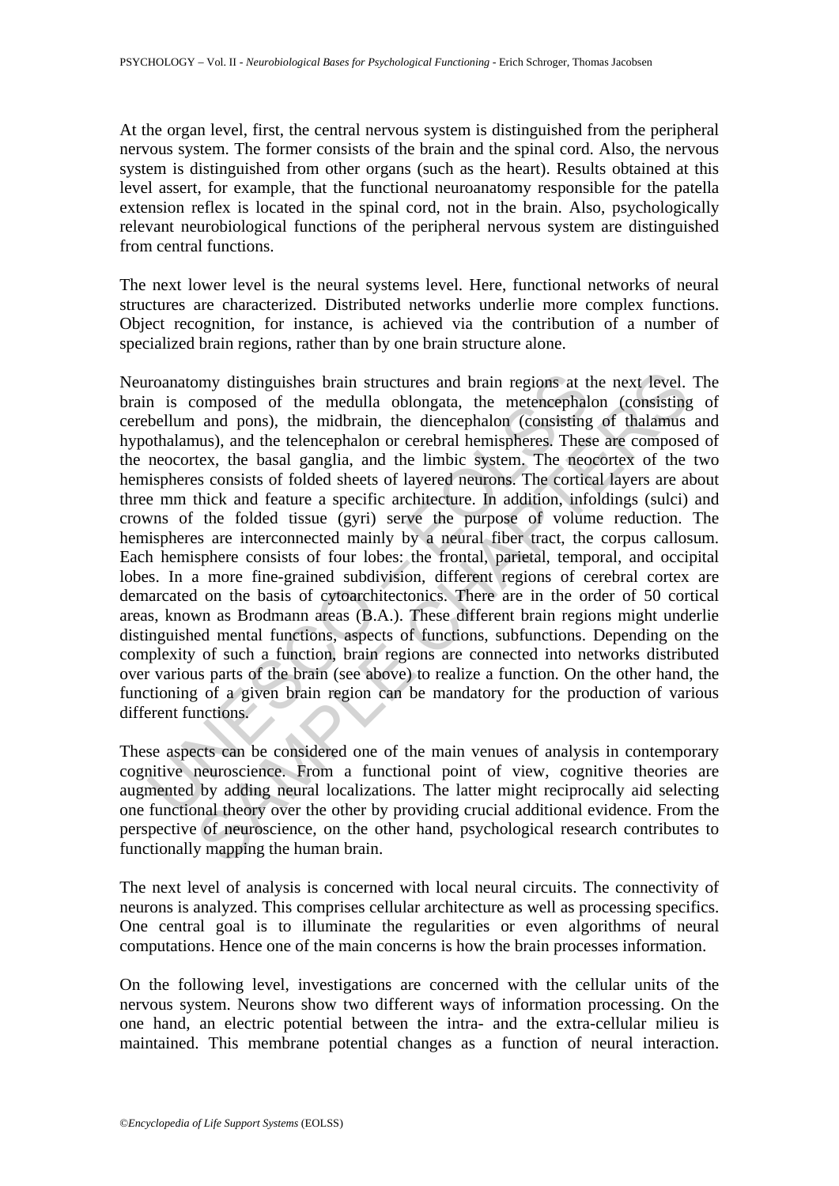At the organ level, first, the central nervous system is distinguished from the peripheral nervous system. The former consists of the brain and the spinal cord. Also, the nervous system is distinguished from other organs (such as the heart). Results obtained at this level assert, for example, that the functional neuroanatomy responsible for the patella extension reflex is located in the spinal cord, not in the brain. Also, psychologically relevant neurobiological functions of the peripheral nervous system are distinguished from central functions.

The next lower level is the neural systems level. Here, functional networks of neural structures are characterized. Distributed networks underlie more complex functions. Object recognition, for instance, is achieved via the contribution of a number of specialized brain regions, rather than by one brain structure alone.

Neuroanatomy distinguishes brain structures and brain regions at the next level. The brain is composed of the medulla oblongata, the metencephalon (consisting of cerebellum and pons), the midbrain, the diencephalon (consisting of thalamus and hypothalamus), and the telencephalon or cerebral hemispheres. These are composed of the neocortex, the basal ganglia, and the limbic system. The neocortex of the two hemispheres consists of folded sheets of layered neurons. The cortical layers are about three mm thick and feature a specific architecture. In addition, infoldings (sulci) and crowns of the folded tissue (gyri) serve the purpose of volume reduction. The hemispheres are interconnected mainly by a neural fiber tract, the corpus callosum. Each hemisphere consists of four lobes: the frontal, parietal, temporal, and occipital lobes. In a more fine-grained subdivision, different regions of cerebral cortex are demarcated on the basis of cytoarchitectonics. There are in the order of 50 cortical areas, known as Brodmann areas (B.A.). These different brain regions might underlie distinguished mental functions, aspects of functions, subfunctions. Depending on the complexity of such a function, brain regions are connected into networks distributed over various parts of the brain (see above) to realize a function. On the other hand, the functioning of a given brain region can be mandatory for the production of various different functions.

These aspects can be considered one of the main venues of analysis in contemporary cognitive neuroscience. From a functional point of view, cognitive theories are augmented by adding neural localizations. The latter might reciprocally aid selecting one functional theory over the other by providing crucial additional evidence. From the perspective of neuroscience, on the other hand, psychological research contributes to functionally mapping the human brain.

The next level of analysis is concerned with local neural circuits. The connectivity of neurons is analyzed. This comprises cellular architecture as well as processing specifics. One central goal is to illuminate the regularities or even algorithms of neural computations. Hence one of the main concerns is how the brain processes information.

On the following level, investigations are concerned with the cellular units of the nervous system. Neurons show two different ways of information processing. On the one hand, an electric potential between the intra- and the extra-cellular milieu is maintained. This membrane potential changes as a function of neural interaction.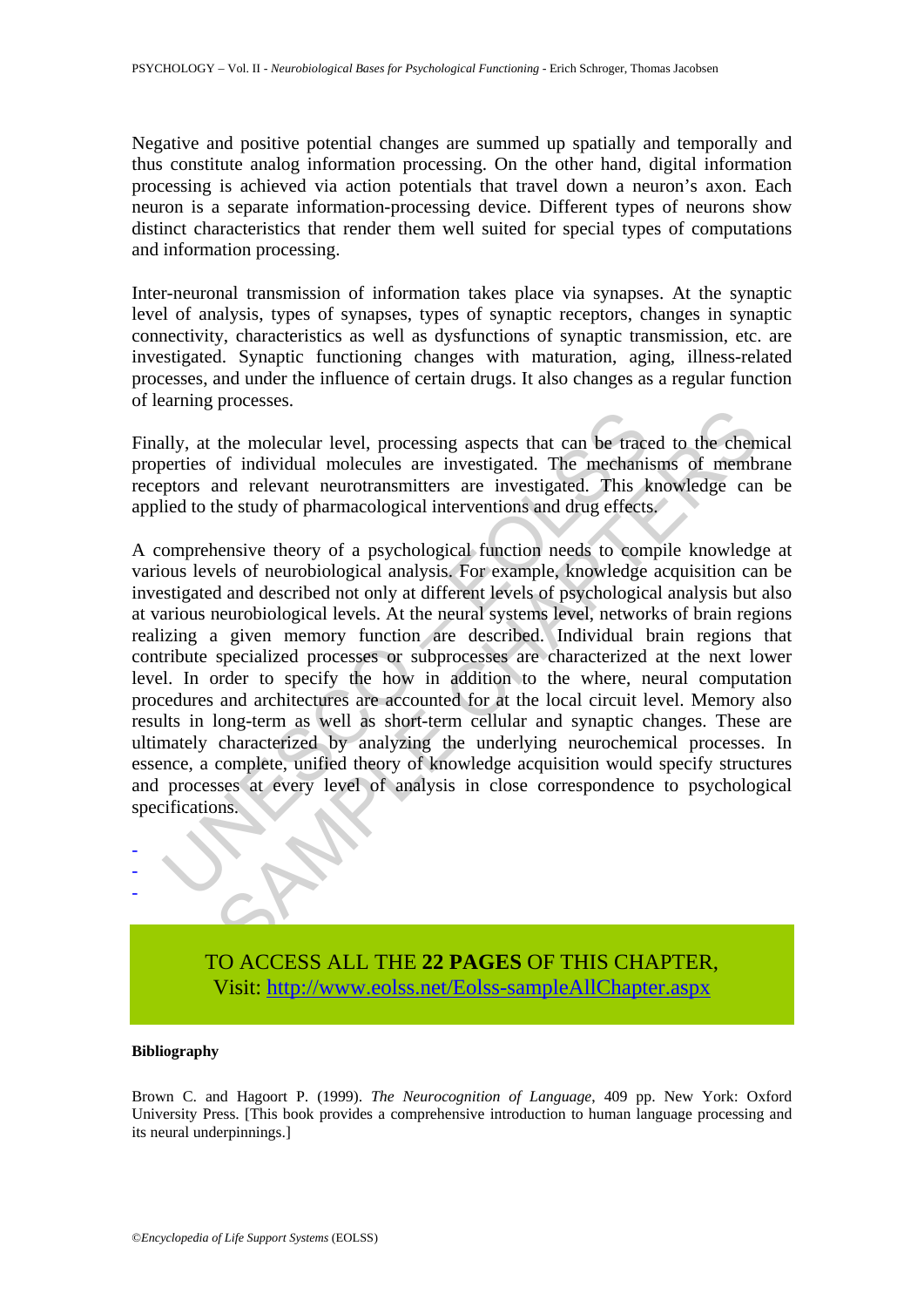Negative and positive potential changes are summed up spatially and temporally and thus constitute analog information processing. On the other hand, digital information processing is achieved via action potentials that travel down a neuron's axon. Each neuron is a separate information-processing device. Different types of neurons show distinct characteristics that render them well suited for special types of computations and information processing.

Inter-neuronal transmission of information takes place via synapses. At the synaptic level of analysis, types of synapses, types of synaptic receptors, changes in synaptic connectivity, characteristics as well as dysfunctions of synaptic transmission, etc. are investigated. Synaptic functioning changes with maturation, aging, illness-related processes, and under the influence of certain drugs. It also changes as a regular function of learning processes.

Finally, at the molecular level, processing aspects that can be traced to the chemical properties of individual molecules are investigated. The mechanisms of membrane receptors and relevant neurotransmitters are investigated. This knowledge can be applied to the study of pharmacological interventions and drug effects.

A comprehensive theory of a psychological function needs to compile knowledge at various levels of neurobiological analysis. For example, knowledge acquisition can be investigated and described not only at different levels of psychological analysis but also at various neurobiological levels. At the neural systems level, networks of brain regions realizing a given memory function are described. Individual brain regions that contribute specialized processes or subprocesses are characterized at the next lower level. In order to specify the how in addition to the where, neural computation procedures and architectures are accounted for at the local circuit level. Memory also results in long-term as well as short-term cellular and synaptic changes. These are ultimately characterized by analyzing the underlying neurochemical processes. In essence, a complete, unified theory of knowledge acquisition would specify structures and processes at every level of analysis in close correspondence to psychological specifications.

-
-
-

TO ACCESS ALL THE **22 PAGES** OF THIS CHAPTER,
Visit: http://www.eolss.net/Eolss-sampleAllChapter.aspx

**Bibliography**

Brown C. and Hagoort P. (1999). *The Neurocognition of Language*, 409 pp. New York: Oxford University Press. [This book provides a comprehensive introduction to human language processing and its neural underpinnings.]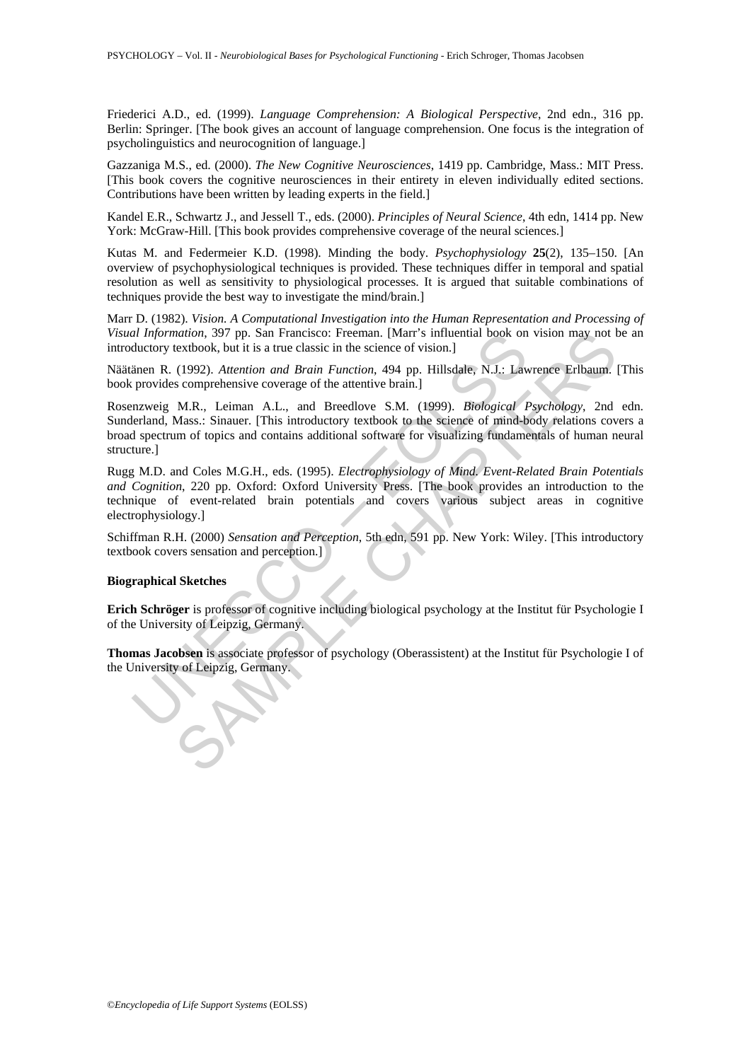Friederici A.D., ed. (1999). *Language Comprehension: A Biological Perspective*, 2nd edn., 316 pp. Berlin: Springer. [The book gives an account of language comprehension. One focus is the integration of psycholinguistics and neurocognition of language.]

Gazzaniga M.S., ed. (2000). *The New Cognitive Neurosciences*, 1419 pp. Cambridge, Mass.: MIT Press. [This book covers the cognitive neurosciences in their entirety in eleven individually edited sections. Contributions have been written by leading experts in the field.]

Kandel E.R., Schwartz J., and Jessell T., eds. (2000). *Principles of Neural Science*, 4th edn, 1414 pp. New York: McGraw-Hill. [This book provides comprehensive coverage of the neural sciences.]

Kutas M. and Federmeier K.D. (1998). Minding the body. *Psychophysiology* **25**(2), 135–150. [An overview of psychophysiological techniques is provided. These techniques differ in temporal and spatial resolution as well as sensitivity to physiological processes. It is argued that suitable combinations of techniques provide the best way to investigate the mind/brain.]

Marr D. (1982). *Vision. A Computational Investigation into the Human Representation and Processing of Visual Information*, 397 pp. San Francisco: Freeman. [Marr's influential book on vision may not be an introductory textbook, but it is a true classic in the science of vision.]

Näätänen R. (1992). *Attention and Brain Function*, 494 pp. Hillsdale, N.J.: Lawrence Erlbaum. [This book provides comprehensive coverage of the attentive brain.]

Rosenzweig M.R., Leiman A.L., and Breedlove S.M. (1999). *Biological Psychology*, 2nd edn. Sunderland, Mass.: Sinauer. [This introductory textbook to the science of mind-body relations covers a broad spectrum of topics and contains additional software for visualizing fundamentals of human neural structure.]

Rugg M.D. and Coles M.G.H., eds. (1995). *Electrophysiology of Mind. Event-Related Brain Potentials and Cognition*, 220 pp. Oxford: Oxford University Press. [The book provides an introduction to the technique of event-related brain potentials and covers various subject areas in cognitive electrophysiology.]

Schiffman R.H. (2000) *Sensation and Perception*, 5th edn, 591 pp. New York: Wiley. [This introductory textbook covers sensation and perception.]

#### Biographical Sketches

**Erich Schröger** is professor of cognitive including biological psychology at the Institut für Psychologie I of the University of Leipzig, Germany.

**Thomas Jacobsen** is associate professor of psychology (Oberassistent) at the Institut für Psychologie I of the University of Leipzig, Germany.